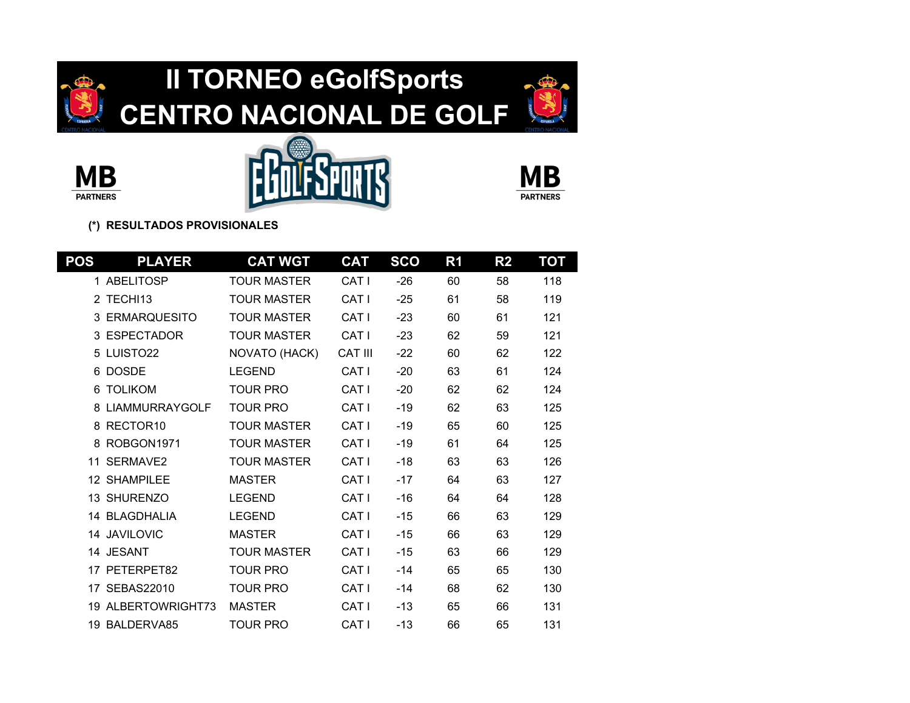# II TORNEO eGolfSports
# CENTRO NACIONAL DE GOLF

MB PARTNERS

EGOLFSPORTS

MB PARTNERS

**(*) RESULTADOS PROVISIONALES**

| POS | PLAYER | CAT WGT | CAT | SCO | R1 | R2 | TOT |
|---|---|---|---|---|---|---|---|
| 1 | ABELITOSP | TOUR MASTER | CAT I | -26 | 60 | 58 | 118 |
| 2 | TECHI13 | TOUR MASTER | CAT I | -25 | 61 | 58 | 119 |
| 3 | ERMARQUESITO | TOUR MASTER | CAT I | -23 | 60 | 61 | 121 |
| 3 | ESPECTADOR | TOUR MASTER | CAT I | -23 | 62 | 59 | 121 |
| 5 | LUISTO22 | NOVATO (HACK) | CAT III | -22 | 60 | 62 | 122 |
| 6 | DOSDE | LEGEND | CAT I | -20 | 63 | 61 | 124 |
| 6 | TOLIKOM | TOUR PRO | CAT I | -20 | 62 | 62 | 124 |
| 8 | LIAMMURRAYGOLF | TOUR PRO | CAT I | -19 | 62 | 63 | 125 |
| 8 | RECTOR10 | TOUR MASTER | CAT I | -19 | 65 | 60 | 125 |
| 8 | ROBGON1971 | TOUR MASTER | CAT I | -19 | 61 | 64 | 125 |
| 11 | SERMAVE2 | TOUR MASTER | CAT I | -18 | 63 | 63 | 126 |
| 12 | SHAMPILEE | MASTER | CAT I | -17 | 64 | 63 | 127 |
| 13 | SHURENZO | LEGEND | CAT I | -16 | 64 | 64 | 128 |
| 14 | BLAGDHALIA | LEGEND | CAT I | -15 | 66 | 63 | 129 |
| 14 | JAVILOVIC | MASTER | CAT I | -15 | 66 | 63 | 129 |
| 14 | JESANT | TOUR MASTER | CAT I | -15 | 63 | 66 | 129 |
| 17 | PETERPET82 | TOUR PRO | CAT I | -14 | 65 | 65 | 130 |
| 17 | SEBAS22010 | TOUR PRO | CAT I | -14 | 68 | 62 | 130 |
| 19 | ALBERTOWRIGHT73 | MASTER | CAT I | -13 | 65 | 66 | 131 |
| 19 | BALDERVA85 | TOUR PRO | CAT I | -13 | 66 | 65 | 131 |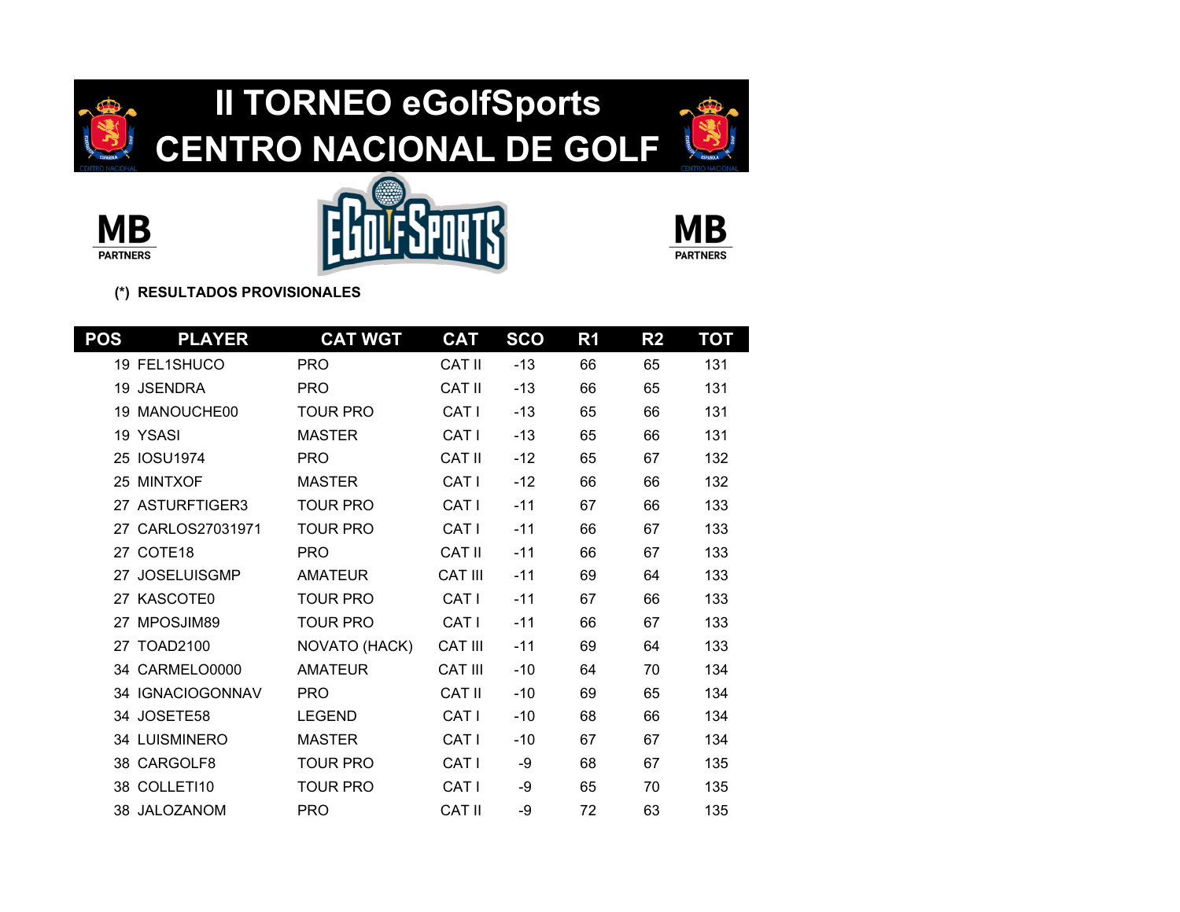# II TORNEO eGolfSports CENTRO NACIONAL DE GOLF

MB PARTNERS

EGOLFSPORTS

MB PARTNERS

**(*) RESULTADOS PROVISIONALES**

| POS | PLAYER | CAT WGT | CAT | SCO | R1 | R2 | TOT |
|---|---|---|---|---|---|---|---|
| 19 | FEL1SHUCO | PRO | CAT II | -13 | 66 | 65 | 131 |
| 19 | JSENDRA | PRO | CAT II | -13 | 66 | 65 | 131 |
| 19 | MANOUCHE00 | TOUR PRO | CAT I | -13 | 65 | 66 | 131 |
| 19 | YSASI | MASTER | CAT I | -13 | 65 | 66 | 131 |
| 25 | IOSU1974 | PRO | CAT II | -12 | 65 | 67 | 132 |
| 25 | MINTXOF | MASTER | CAT I | -12 | 66 | 66 | 132 |
| 27 | ASTURFTIGER3 | TOUR PRO | CAT I | -11 | 67 | 66 | 133 |
| 27 | CARLOS27031971 | TOUR PRO | CAT I | -11 | 66 | 67 | 133 |
| 27 | COTE18 | PRO | CAT II | -11 | 66 | 67 | 133 |
| 27 | JOSELUISGMP | AMATEUR | CAT III | -11 | 69 | 64 | 133 |
| 27 | KASCOTE0 | TOUR PRO | CAT I | -11 | 67 | 66 | 133 |
| 27 | MPOSJIM89 | TOUR PRO | CAT I | -11 | 66 | 67 | 133 |
| 27 | TOAD2100 | NOVATO (HACK) | CAT III | -11 | 69 | 64 | 133 |
| 34 | CARMELO0000 | AMATEUR | CAT III | -10 | 64 | 70 | 134 |
| 34 | IGNACIOGONNAV | PRO | CAT II | -10 | 69 | 65 | 134 |
| 34 | JOSETE58 | LEGEND | CAT I | -10 | 68 | 66 | 134 |
| 34 | LUISMINERO | MASTER | CAT I | -10 | 67 | 67 | 134 |
| 38 | CARGOLF8 | TOUR PRO | CAT I | -9 | 68 | 67 | 135 |
| 38 | COLLETI10 | TOUR PRO | CAT I | -9 | 65 | 70 | 135 |
| 38 | JALOZANOM | PRO | CAT II | -9 | 72 | 63 | 135 |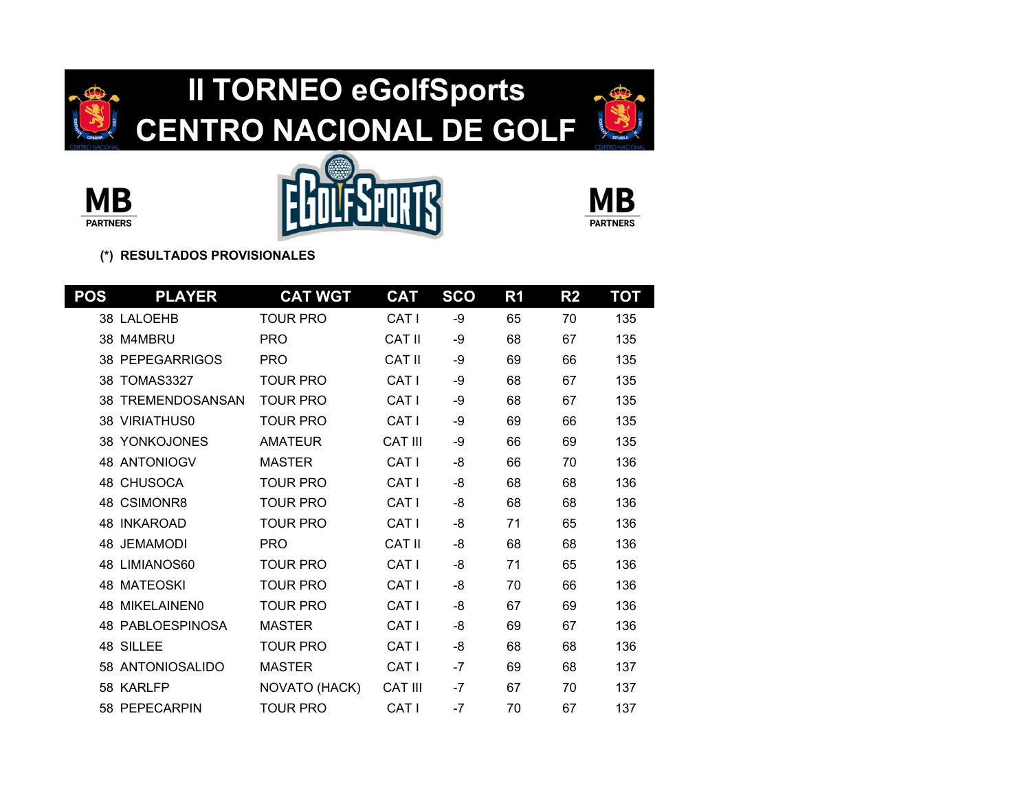# II TORNEO eGolfSports CENTRO NACIONAL DE GOLF

MB PARTNERS

EGOLFSPORTS

MB PARTNERS

**(\*) RESULTADOS PROVISIONALES**

| POS | PLAYER | CAT WGT | CAT | SCO | R1 | R2 | TOT |
|---|---|---|---|---|---|---|---|
| 38 | LALOEHB | TOUR PRO | CAT I | -9 | 65 | 70 | 135 |
| 38 | M4MBRU | PRO | CAT II | -9 | 68 | 67 | 135 |
| 38 | PEPEGARRIGOS | PRO | CAT II | -9 | 69 | 66 | 135 |
| 38 | TOMAS3327 | TOUR PRO | CAT I | -9 | 68 | 67 | 135 |
| 38 | TREMENDOSANSAN | TOUR PRO | CAT I | -9 | 68 | 67 | 135 |
| 38 | VIRIATHUS0 | TOUR PRO | CAT I | -9 | 69 | 66 | 135 |
| 38 | YONKOJONES | AMATEUR | CAT III | -9 | 66 | 69 | 135 |
| 48 | ANTONIOGV | MASTER | CAT I | -8 | 66 | 70 | 136 |
| 48 | CHUSOCA | TOUR PRO | CAT I | -8 | 68 | 68 | 136 |
| 48 | CSIMONR8 | TOUR PRO | CAT I | -8 | 68 | 68 | 136 |
| 48 | INKAROAD | TOUR PRO | CAT I | -8 | 71 | 65 | 136 |
| 48 | JEMAMODI | PRO | CAT II | -8 | 68 | 68 | 136 |
| 48 | LIMIANOS60 | TOUR PRO | CAT I | -8 | 71 | 65 | 136 |
| 48 | MATEOSKI | TOUR PRO | CAT I | -8 | 70 | 66 | 136 |
| 48 | MIKELAINEN0 | TOUR PRO | CAT I | -8 | 67 | 69 | 136 |
| 48 | PABLOESPINOSA | MASTER | CAT I | -8 | 69 | 67 | 136 |
| 48 | SILLEE | TOUR PRO | CAT I | -8 | 68 | 68 | 136 |
| 58 | ANTONIOSALIDO | MASTER | CAT I | -7 | 69 | 68 | 137 |
| 58 | KARLFP | NOVATO (HACK) | CAT III | -7 | 67 | 70 | 137 |
| 58 | PEPECARPIN | TOUR PRO | CAT I | -7 | 70 | 67 | 137 |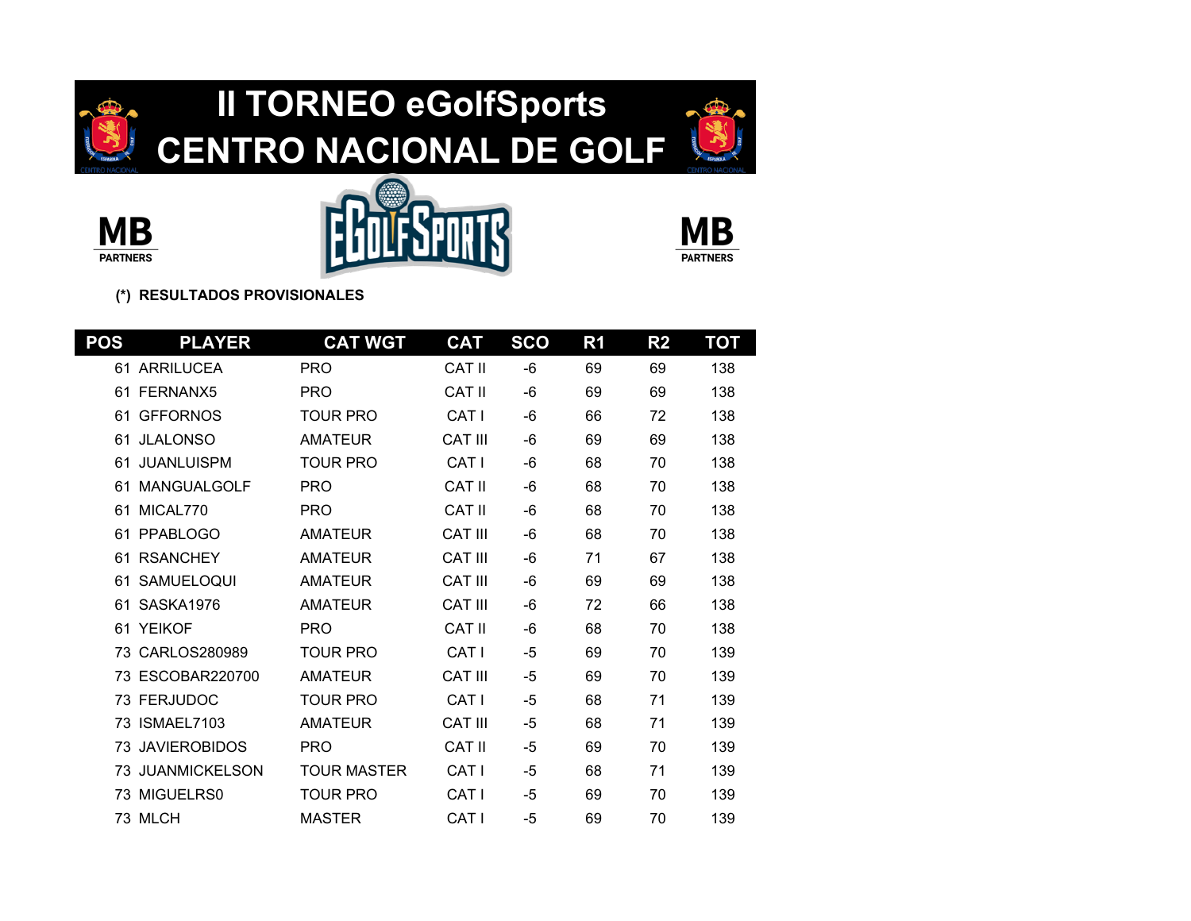# II TORNEO eGolfSports CENTRO NACIONAL DE GOLF

MB PARTNERS

MB PARTNERS

**(*) RESULTADOS PROVISIONALES**

| POS | PLAYER | CAT WGT | CAT | SCO | R1 | R2 | TOT |
|---|---|---|---|---|---|---|---|
| 61 | ARRILUCEA | PRO | CAT II | -6 | 69 | 69 | 138 |
| 61 | FERNANX5 | PRO | CAT II | -6 | 69 | 69 | 138 |
| 61 | GFFORNOS | TOUR PRO | CAT I | -6 | 66 | 72 | 138 |
| 61 | JLALONSO | AMATEUR | CAT III | -6 | 69 | 69 | 138 |
| 61 | JUANLUISPM | TOUR PRO | CAT I | -6 | 68 | 70 | 138 |
| 61 | MANGUALGOLF | PRO | CAT II | -6 | 68 | 70 | 138 |
| 61 | MICAL770 | PRO | CAT II | -6 | 68 | 70 | 138 |
| 61 | PPABLOGO | AMATEUR | CAT III | -6 | 68 | 70 | 138 |
| 61 | RSANCHEY | AMATEUR | CAT III | -6 | 71 | 67 | 138 |
| 61 | SAMUELOQUI | AMATEUR | CAT III | -6 | 69 | 69 | 138 |
| 61 | SASKA1976 | AMATEUR | CAT III | -6 | 72 | 66 | 138 |
| 61 | YEIKOF | PRO | CAT II | -6 | 68 | 70 | 138 |
| 73 | CARLOS280989 | TOUR PRO | CAT I | -5 | 69 | 70 | 139 |
| 73 | ESCOBAR220700 | AMATEUR | CAT III | -5 | 69 | 70 | 139 |
| 73 | FERJUDOC | TOUR PRO | CAT I | -5 | 68 | 71 | 139 |
| 73 | ISMAEL7103 | AMATEUR | CAT III | -5 | 68 | 71 | 139 |
| 73 | JAVIEROBIDOS | PRO | CAT II | -5 | 69 | 70 | 139 |
| 73 | JUANMICKELSON | TOUR MASTER | CAT I | -5 | 68 | 71 | 139 |
| 73 | MIGUELRS0 | TOUR PRO | CAT I | -5 | 69 | 70 | 139 |
| 73 | MLCH | MASTER | CAT I | -5 | 69 | 70 | 139 |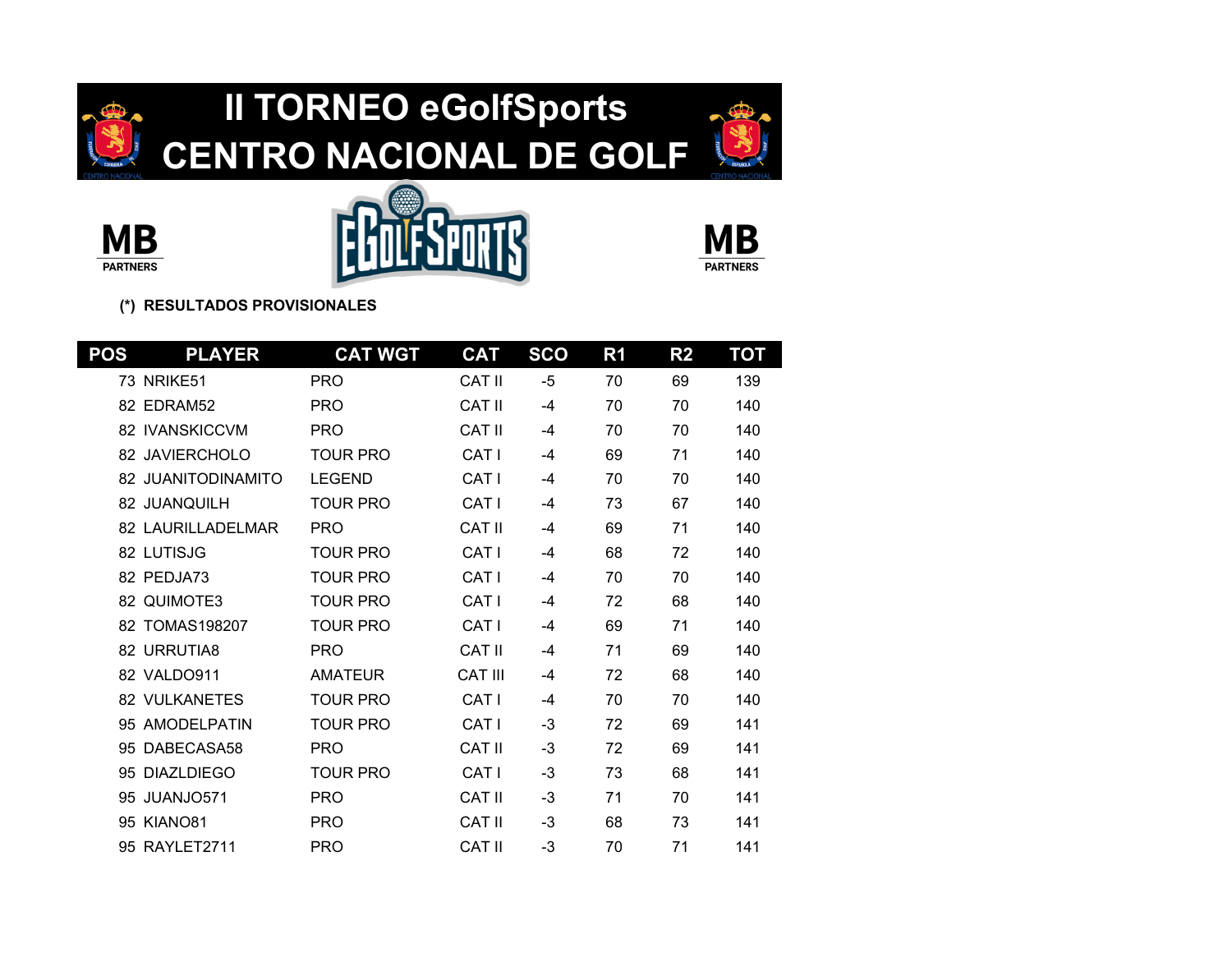# II TORNEO eGolfSports
# CENTRO NACIONAL DE GOLF

MB PARTNERS

EGOLFSPORTS

MB PARTNERS

**(*) RESULTADOS PROVISIONALES**

| POS | PLAYER | CAT WGT | CAT | SCO | R1 | R2 | TOT |
|---|---|---|---|---|---|---|---|
| 73 | NRIKE51 | PRO | CAT II | -5 | 70 | 69 | 139 |
| 82 | EDRAM52 | PRO | CAT II | -4 | 70 | 70 | 140 |
| 82 | IVANSKICCVM | PRO | CAT II | -4 | 70 | 70 | 140 |
| 82 | JAVIERCHOLO | TOUR PRO | CAT I | -4 | 69 | 71 | 140 |
| 82 | JUANITODINAMITO | LEGEND | CAT I | -4 | 70 | 70 | 140 |
| 82 | JUANQUILH | TOUR PRO | CAT I | -4 | 73 | 67 | 140 |
| 82 | LAURILLADELMAR | PRO | CAT II | -4 | 69 | 71 | 140 |
| 82 | LUTISJG | TOUR PRO | CAT I | -4 | 68 | 72 | 140 |
| 82 | PEDJA73 | TOUR PRO | CAT I | -4 | 70 | 70 | 140 |
| 82 | QUIMOTE3 | TOUR PRO | CAT I | -4 | 72 | 68 | 140 |
| 82 | TOMAS198207 | TOUR PRO | CAT I | -4 | 69 | 71 | 140 |
| 82 | URRUTIA8 | PRO | CAT II | -4 | 71 | 69 | 140 |
| 82 | VALDO911 | AMATEUR | CAT III | -4 | 72 | 68 | 140 |
| 82 | VULKANETES | TOUR PRO | CAT I | -4 | 70 | 70 | 140 |
| 95 | AMODELPATIN | TOUR PRO | CAT I | -3 | 72 | 69 | 141 |
| 95 | DABECASA58 | PRO | CAT II | -3 | 72 | 69 | 141 |
| 95 | DIAZLDIEGO | TOUR PRO | CAT I | -3 | 73 | 68 | 141 |
| 95 | JUANJO571 | PRO | CAT II | -3 | 71 | 70 | 141 |
| 95 | KIANO81 | PRO | CAT II | -3 | 68 | 73 | 141 |
| 95 | RAYLET2711 | PRO | CAT II | -3 | 70 | 71 | 141 |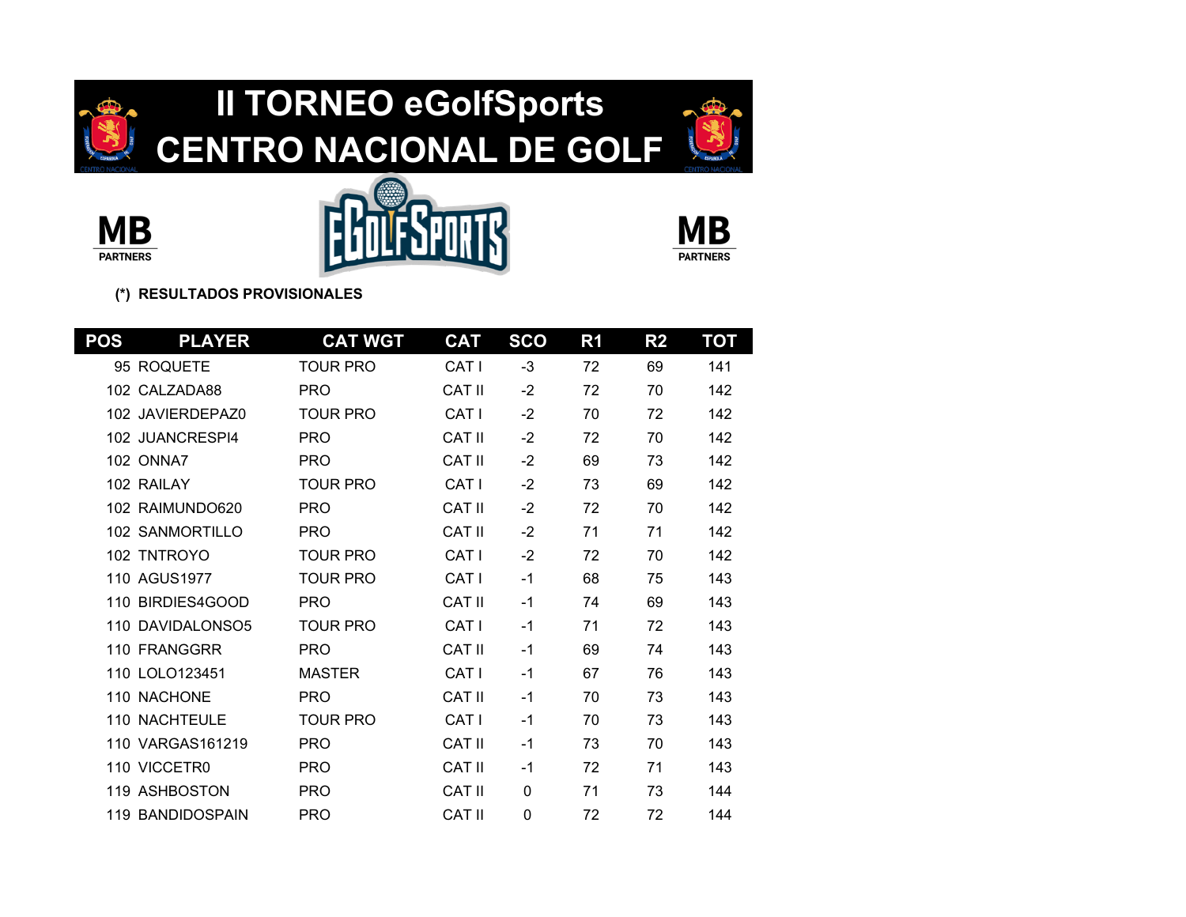# II TORNEO eGolfSports
# CENTRO NACIONAL DE GOLF

MB PARTNERS

EGOLFSPORTS

MB PARTNERS

**(*) RESULTADOS PROVISIONALES**

| POS | PLAYER | CAT WGT | CAT | SCO | R1 | R2 | TOT |
|---|---|---|---|---|---|---|---|
| 95 | ROQUETE | TOUR PRO | CAT I | -3 | 72 | 69 | 141 |
| 102 | CALZADA88 | PRO | CAT II | -2 | 72 | 70 | 142 |
| 102 | JAVIERDEPAZ0 | TOUR PRO | CAT I | -2 | 70 | 72 | 142 |
| 102 | JUANCRESPI4 | PRO | CAT II | -2 | 72 | 70 | 142 |
| 102 | ONNA7 | PRO | CAT II | -2 | 69 | 73 | 142 |
| 102 | RAILAY | TOUR PRO | CAT I | -2 | 73 | 69 | 142 |
| 102 | RAIMUNDO620 | PRO | CAT II | -2 | 72 | 70 | 142 |
| 102 | SANMORTILLO | PRO | CAT II | -2 | 71 | 71 | 142 |
| 102 | TNTROYO | TOUR PRO | CAT I | -2 | 72 | 70 | 142 |
| 110 | AGUS1977 | TOUR PRO | CAT I | -1 | 68 | 75 | 143 |
| 110 | BIRDIES4GOOD | PRO | CAT II | -1 | 74 | 69 | 143 |
| 110 | DAVIDALONSO5 | TOUR PRO | CAT I | -1 | 71 | 72 | 143 |
| 110 | FRANGGRR | PRO | CAT II | -1 | 69 | 74 | 143 |
| 110 | LOLO123451 | MASTER | CAT I | -1 | 67 | 76 | 143 |
| 110 | NACHONE | PRO | CAT II | -1 | 70 | 73 | 143 |
| 110 | NACHTEULE | TOUR PRO | CAT I | -1 | 70 | 73 | 143 |
| 110 | VARGAS161219 | PRO | CAT II | -1 | 73 | 70 | 143 |
| 110 | VICCETR0 | PRO | CAT II | -1 | 72 | 71 | 143 |
| 119 | ASHBOSTON | PRO | CAT II | 0 | 71 | 73 | 144 |
| 119 | BANDIDOSPAIN | PRO | CAT II | 0 | 72 | 72 | 144 |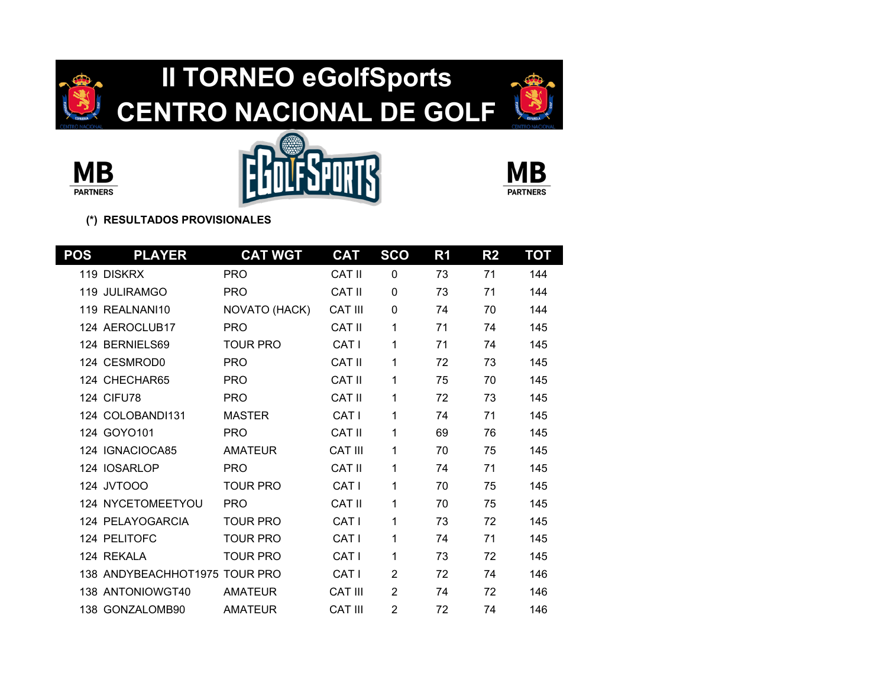# II TORNEO eGolfSports CENTRO NACIONAL DE GOLF

MB PARTNERS

MB PARTNERS

**(*) RESULTADOS PROVISIONALES**

| POS | PLAYER | CAT WGT | CAT | SCO | R1 | R2 | TOT |
|---|---|---|---|---|---|---|---|
| 119 | DISKRX | PRO | CAT II | 0 | 73 | 71 | 144 |
| 119 | JULIRAMGO | PRO | CAT II | 0 | 73 | 71 | 144 |
| 119 | REALNANI10 | NOVATO (HACK) | CAT III | 0 | 74 | 70 | 144 |
| 124 | AEROCLUB17 | PRO | CAT II | 1 | 71 | 74 | 145 |
| 124 | BERNIELS69 | TOUR PRO | CAT I | 1 | 71 | 74 | 145 |
| 124 | CESMROD0 | PRO | CAT II | 1 | 72 | 73 | 145 |
| 124 | CHECHAR65 | PRO | CAT II | 1 | 75 | 70 | 145 |
| 124 | CIFU78 | PRO | CAT II | 1 | 72 | 73 | 145 |
| 124 | COLOBANDI131 | MASTER | CAT I | 1 | 74 | 71 | 145 |
| 124 | GOYO101 | PRO | CAT II | 1 | 69 | 76 | 145 |
| 124 | IGNACIOCA85 | AMATEUR | CAT III | 1 | 70 | 75 | 145 |
| 124 | IOSARLOP | PRO | CAT II | 1 | 74 | 71 | 145 |
| 124 | JVTOOO | TOUR PRO | CAT I | 1 | 70 | 75 | 145 |
| 124 | NYCETOMEETYOU | PRO | CAT II | 1 | 70 | 75 | 145 |
| 124 | PELAYOGARCIA | TOUR PRO | CAT I | 1 | 73 | 72 | 145 |
| 124 | PELITOFC | TOUR PRO | CAT I | 1 | 74 | 71 | 145 |
| 124 | REKALA | TOUR PRO | CAT I | 1 | 73 | 72 | 145 |
| 138 | ANDYBEACHHOT1975 | TOUR PRO | CAT I | 2 | 72 | 74 | 146 |
| 138 | ANTONIOWGT40 | AMATEUR | CAT III | 2 | 74 | 72 | 146 |
| 138 | GONZALOMB90 | AMATEUR | CAT III | 2 | 72 | 74 | 146 |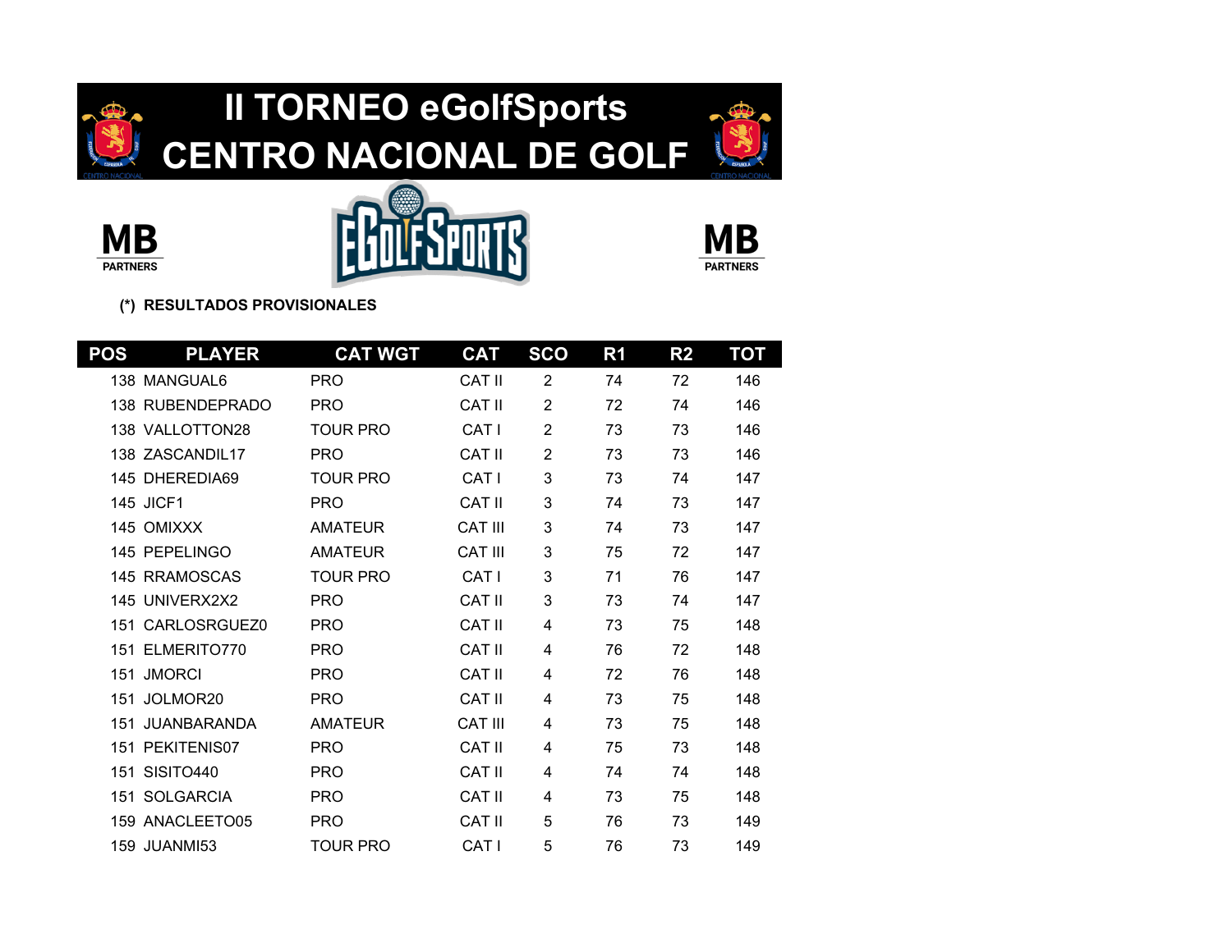# II TORNEO eGolfSports CENTRO NACIONAL DE GOLF

**(*) RESULTADOS PROVISIONALES**

| POS | PLAYER | CAT WGT | CAT | SCO | R1 | R2 | TOT |
|---|---|---|---|---|---|---|---|
| 138 | MANGUAL6 | PRO | CAT II | 2 | 74 | 72 | 146 |
| 138 | RUBENDEPRADO | PRO | CAT II | 2 | 72 | 74 | 146 |
| 138 | VALLOTTON28 | TOUR PRO | CAT I | 2 | 73 | 73 | 146 |
| 138 | ZASCANDIL17 | PRO | CAT II | 2 | 73 | 73 | 146 |
| 145 | DHEREDIA69 | TOUR PRO | CAT I | 3 | 73 | 74 | 147 |
| 145 | JICF1 | PRO | CAT II | 3 | 74 | 73 | 147 |
| 145 | OMIXXX | AMATEUR | CAT III | 3 | 74 | 73 | 147 |
| 145 | PEPELINGO | AMATEUR | CAT III | 3 | 75 | 72 | 147 |
| 145 | RRAMOSCAS | TOUR PRO | CAT I | 3 | 71 | 76 | 147 |
| 145 | UNIVERX2X2 | PRO | CAT II | 3 | 73 | 74 | 147 |
| 151 | CARLOSRGUEZ0 | PRO | CAT II | 4 | 73 | 75 | 148 |
| 151 | ELMERITO770 | PRO | CAT II | 4 | 76 | 72 | 148 |
| 151 | JMORCI | PRO | CAT II | 4 | 72 | 76 | 148 |
| 151 | JOLMOR20 | PRO | CAT II | 4 | 73 | 75 | 148 |
| 151 | JUANBARANDA | AMATEUR | CAT III | 4 | 73 | 75 | 148 |
| 151 | PEKITENIS07 | PRO | CAT II | 4 | 75 | 73 | 148 |
| 151 | SISITO440 | PRO | CAT II | 4 | 74 | 74 | 148 |
| 151 | SOLGARCIA | PRO | CAT II | 4 | 73 | 75 | 148 |
| 159 | ANACLEETO05 | PRO | CAT II | 5 | 76 | 73 | 149 |
| 159 | JUANMI53 | TOUR PRO | CAT I | 5 | 76 | 73 | 149 |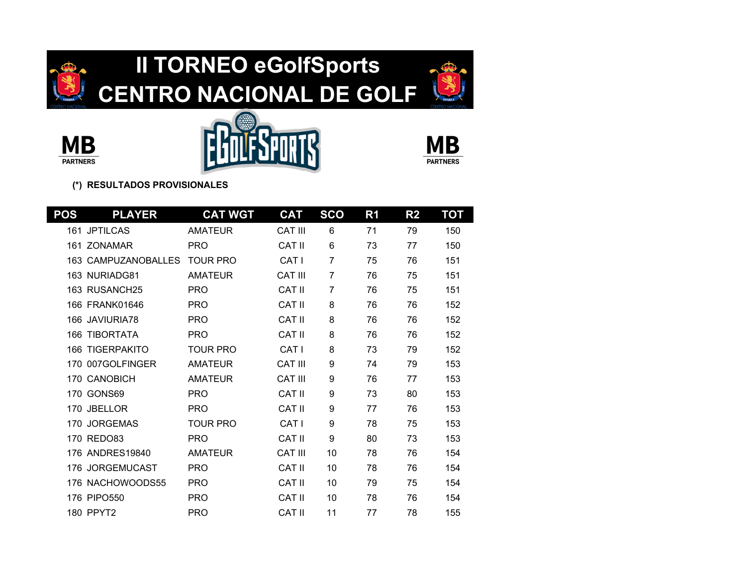# II TORNEO eGolfSports CENTRO NACIONAL DE GOLF

**(*) RESULTADOS PROVISIONALES**

| POS | PLAYER | CAT WGT | CAT | SCO | R1 | R2 | TOT |
|---|---|---|---|---|---|---|---|
| 161 | JPTILCAS | AMATEUR | CAT III | 6 | 71 | 79 | 150 |
| 161 | ZONAMAR | PRO | CAT II | 6 | 73 | 77 | 150 |
| 163 | CAMPUZANOBALLES | TOUR PRO | CAT I | 7 | 75 | 76 | 151 |
| 163 | NURIADG81 | AMATEUR | CAT III | 7 | 76 | 75 | 151 |
| 163 | RUSANCH25 | PRO | CAT II | 7 | 76 | 75 | 151 |
| 166 | FRANK01646 | PRO | CAT II | 8 | 76 | 76 | 152 |
| 166 | JAVIURIA78 | PRO | CAT II | 8 | 76 | 76 | 152 |
| 166 | TIBORTATA | PRO | CAT II | 8 | 76 | 76 | 152 |
| 166 | TIGERPAKITO | TOUR PRO | CAT I | 8 | 73 | 79 | 152 |
| 170 | 007GOLFINGER | AMATEUR | CAT III | 9 | 74 | 79 | 153 |
| 170 | CANOBICH | AMATEUR | CAT III | 9 | 76 | 77 | 153 |
| 170 | GONS69 | PRO | CAT II | 9 | 73 | 80 | 153 |
| 170 | JBELLOR | PRO | CAT II | 9 | 77 | 76 | 153 |
| 170 | JORGEMAS | TOUR PRO | CAT I | 9 | 78 | 75 | 153 |
| 170 | REDO83 | PRO | CAT II | 9 | 80 | 73 | 153 |
| 176 | ANDRES19840 | AMATEUR | CAT III | 10 | 78 | 76 | 154 |
| 176 | JORGEMUCAST | PRO | CAT II | 10 | 78 | 76 | 154 |
| 176 | NACHOWOODS55 | PRO | CAT II | 10 | 79 | 75 | 154 |
| 176 | PIPO550 | PRO | CAT II | 10 | 78 | 76 | 154 |
| 180 | PPYT2 | PRO | CAT II | 11 | 77 | 78 | 155 |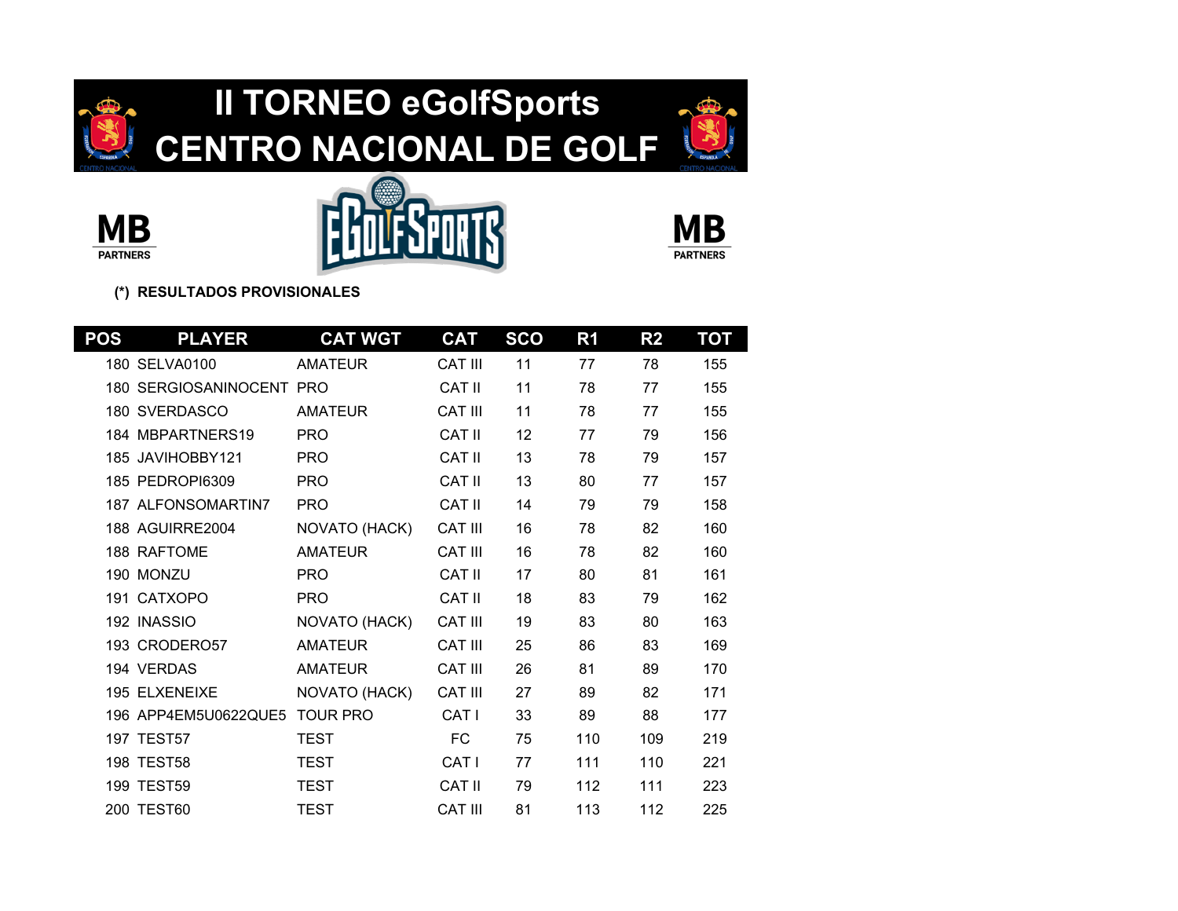# II TORNEO eGolfSports CENTRO NACIONAL DE GOLF

MB PARTNERS

EGOLFSPORTS

MB PARTNERS

**(*) RESULTADOS PROVISIONALES**

| POS | PLAYER | CAT WGT | CAT | SCO | R1 | R2 | TOT |
|---|---|---|---|---|---|---|---|
| 180 | SELVA0100 | AMATEUR | CAT III | 11 | 77 | 78 | 155 |
| 180 | SERGIOSANINOCENT | PRO | CAT II | 11 | 78 | 77 | 155 |
| 180 | SVERDASCO | AMATEUR | CAT III | 11 | 78 | 77 | 155 |
| 184 | MBPARTNERS19 | PRO | CAT II | 12 | 77 | 79 | 156 |
| 185 | JAVIHOBBY121 | PRO | CAT II | 13 | 78 | 79 | 157 |
| 185 | PEDROPI6309 | PRO | CAT II | 13 | 80 | 77 | 157 |
| 187 | ALFONSOMARTIN7 | PRO | CAT II | 14 | 79 | 79 | 158 |
| 188 | AGUIRRE2004 | NOVATO (HACK) | CAT III | 16 | 78 | 82 | 160 |
| 188 | RAFTOME | AMATEUR | CAT III | 16 | 78 | 82 | 160 |
| 190 | MONZU | PRO | CAT II | 17 | 80 | 81 | 161 |
| 191 | CATXOPO | PRO | CAT II | 18 | 83 | 79 | 162 |
| 192 | INASSIO | NOVATO (HACK) | CAT III | 19 | 83 | 80 | 163 |
| 193 | CRODERO57 | AMATEUR | CAT III | 25 | 86 | 83 | 169 |
| 194 | VERDAS | AMATEUR | CAT III | 26 | 81 | 89 | 170 |
| 195 | ELXENEIXE | NOVATO (HACK) | CAT III | 27 | 89 | 82 | 171 |
| 196 | APP4EM5U0622QUE5 | TOUR PRO | CAT I | 33 | 89 | 88 | 177 |
| 197 | TEST57 | TEST | FC | 75 | 110 | 109 | 219 |
| 198 | TEST58 | TEST | CAT I | 77 | 111 | 110 | 221 |
| 199 | TEST59 | TEST | CAT II | 79 | 112 | 111 | 223 |
| 200 | TEST60 | TEST | CAT III | 81 | 113 | 112 | 225 |